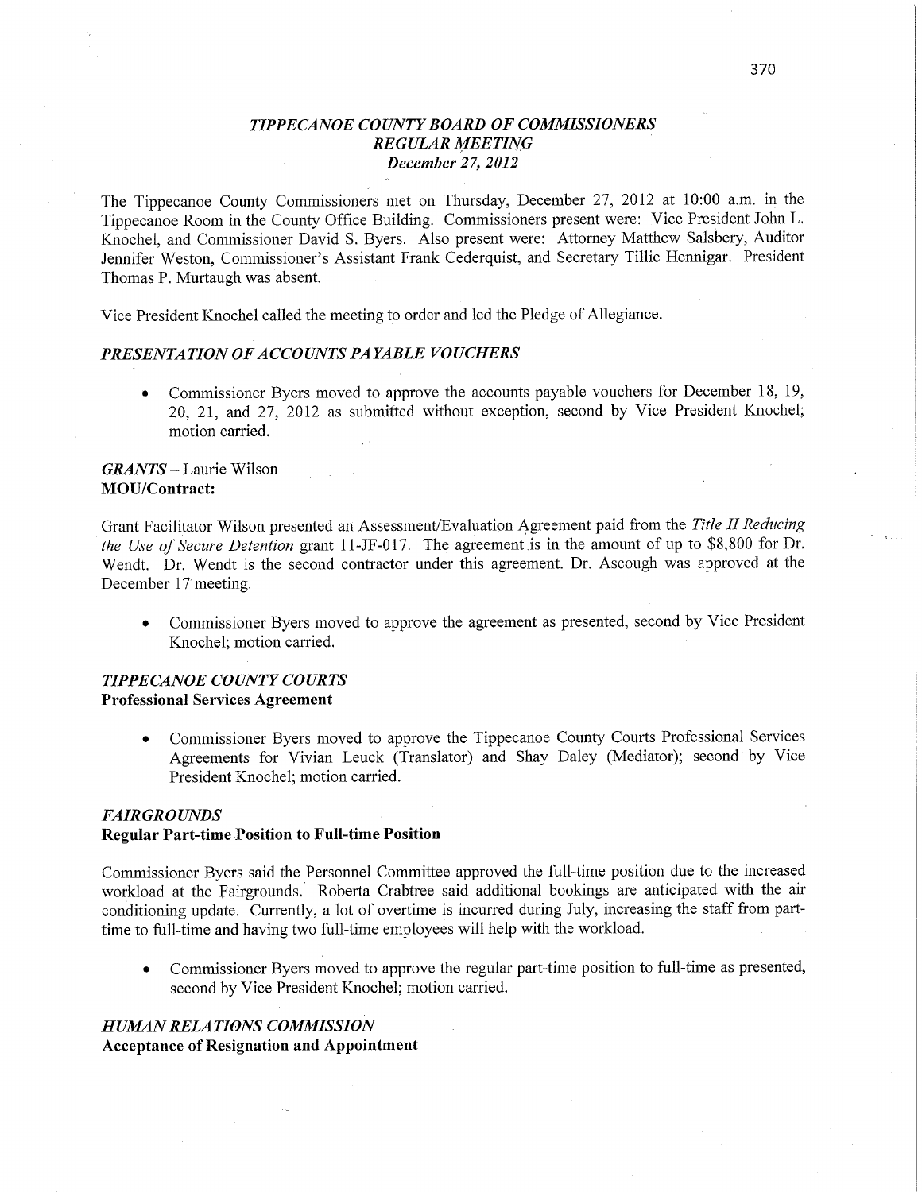# *TIPPECANOE COUNTY BOARD OF COMMISSIONERS*
## *REGULAR MEETING*
### *December 27, 2012*

The Tippecanoe County Commissioners met on Thursday, December 27, 2012 at 10:00 a.m. in the Tippecanoe Room in the County Office Building. Commissioners present were: Vice President John L. Knochel, and Commissioner David S. Byers. Also present were: Attorney Matthew Salsbery, Auditor Jennifer Weston, Commissioner's Assistant Frank Cederquist, and Secretary Tillie Hennigar. President Thomas P. Murtaugh was absent.

Vice President Knochel called the meeting to order and led the Pledge of Allegiance.

## *PRESENTATION OF ACCOUNTS PAYABLE VOUCHERS*

- Commissioner Byers moved to approve the accounts payable vouchers for December 18, 19, 20, 21, and 27, 2012 as submitted without exception, second by Vice President Knochel; motion carried.

## *GRANTS* – Laurie Wilson
**MOU/Contract:**

Grant Facilitator Wilson presented an Assessment/Evaluation Agreement paid from the *Title II Reducing the Use of Secure Detention* grant 11-JF-017. The agreement is in the amount of up to $8,800 for Dr. Wendt. Dr. Wendt is the second contractor under this agreement. Dr. Ascough was approved at the December 17 meeting.

- Commissioner Byers moved to approve the agreement as presented, second by Vice President Knochel; motion carried.

## *TIPPECANOE COUNTY COURTS*
**Professional Services Agreement**

- Commissioner Byers moved to approve the Tippecanoe County Courts Professional Services Agreements for Vivian Leuck (Translator) and Shay Daley (Mediator); second by Vice President Knochel; motion carried.

## *FAIRGROUNDS*
**Regular Part-time Position to Full-time Position**

Commissioner Byers said the Personnel Committee approved the full-time position due to the increased workload at the Fairgrounds. Roberta Crabtree said additional bookings are anticipated with the air conditioning update. Currently, a lot of overtime is incurred during July, increasing the staff from part-time to full-time and having two full-time employees will help with the workload.

- Commissioner Byers moved to approve the regular part-time position to full-time as presented, second by Vice President Knochel; motion carried.

## *HUMAN RELATIONS COMMISSION*
**Acceptance of Resignation and Appointment**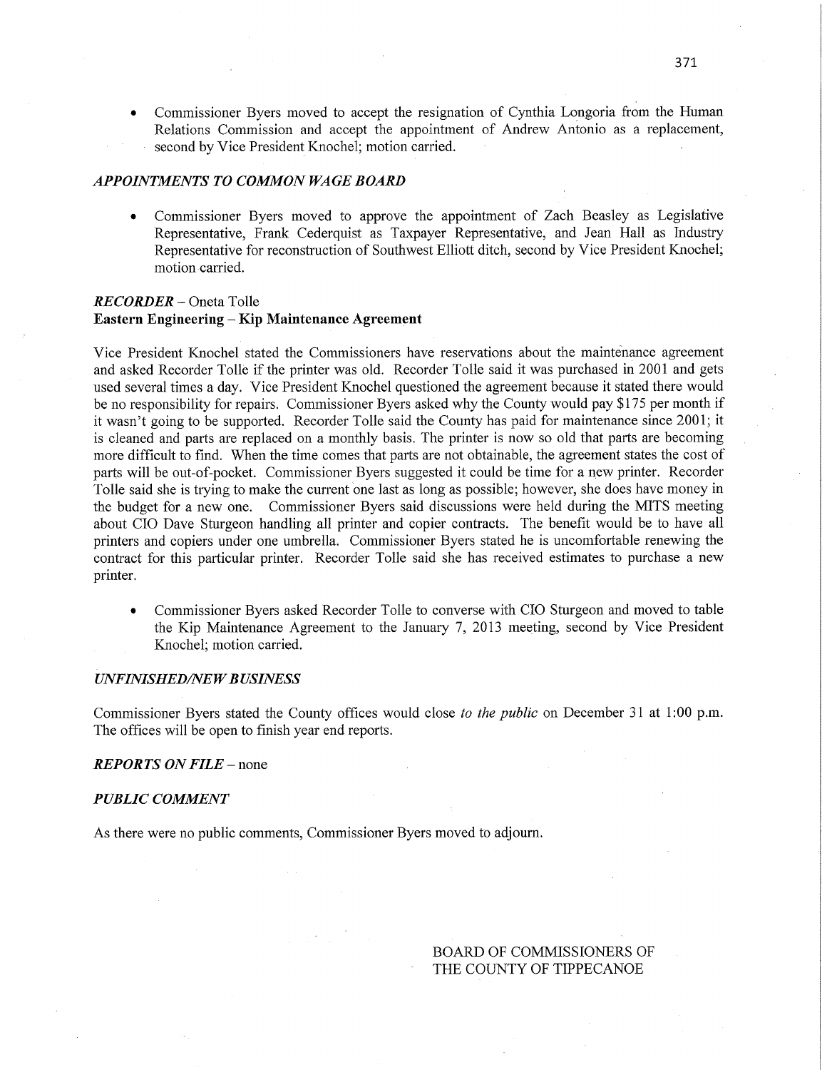- Commissioner Byers moved to accept the resignation of Cynthia Longoria from the Human Relations Commission and accept the appointment of Andrew Antonio as a replacement, second by Vice President Knochel; motion carried.

### *APPOINTMENTS TO COMMON WAGE BOARD*

- Commissioner Byers moved to approve the appointment of Zach Beasley as Legislative Representative, Frank Cederquist as Taxpayer Representative, and Jean Hall as Industry Representative for reconstruction of Southwest Elliott ditch, second by Vice President Knochel; motion carried.

### *RECORDER* – Oneta Tolle

**Eastern Engineering – Kip Maintenance Agreement**

Vice President Knochel stated the Commissioners have reservations about the maintenance agreement and asked Recorder Tolle if the printer was old. Recorder Tolle said it was purchased in 2001 and gets used several times a day. Vice President Knochel questioned the agreement because it stated there would be no responsibility for repairs. Commissioner Byers asked why the County would pay $175 per month if it wasn't going to be supported. Recorder Tolle said the County has paid for maintenance since 2001; it is cleaned and parts are replaced on a monthly basis. The printer is now so old that parts are becoming more difficult to find. When the time comes that parts are not obtainable, the agreement states the cost of parts will be out-of-pocket. Commissioner Byers suggested it could be time for a new printer. Recorder Tolle said she is trying to make the current one last as long as possible; however, she does have money in the budget for a new one. Commissioner Byers said discussions were held during the MITS meeting about CIO Dave Sturgeon handling all printer and copier contracts. The benefit would be to have all printers and copiers under one umbrella. Commissioner Byers stated he is uncomfortable renewing the contract for this particular printer. Recorder Tolle said she has received estimates to purchase a new printer.

- Commissioner Byers asked Recorder Tolle to converse with CIO Sturgeon and moved to table the Kip Maintenance Agreement to the January 7, 2013 meeting, second by Vice President Knochel; motion carried.

### *UNFINISHED/NEW BUSINESS*

Commissioner Byers stated the County offices would close *to the public* on December 31 at 1:00 p.m. The offices will be open to finish year end reports.

### *REPORTS ON FILE* – none

### *PUBLIC COMMENT*

As there were no public comments, Commissioner Byers moved to adjourn.

BOARD OF COMMISSIONERS OF
THE COUNTY OF TIPPECANOE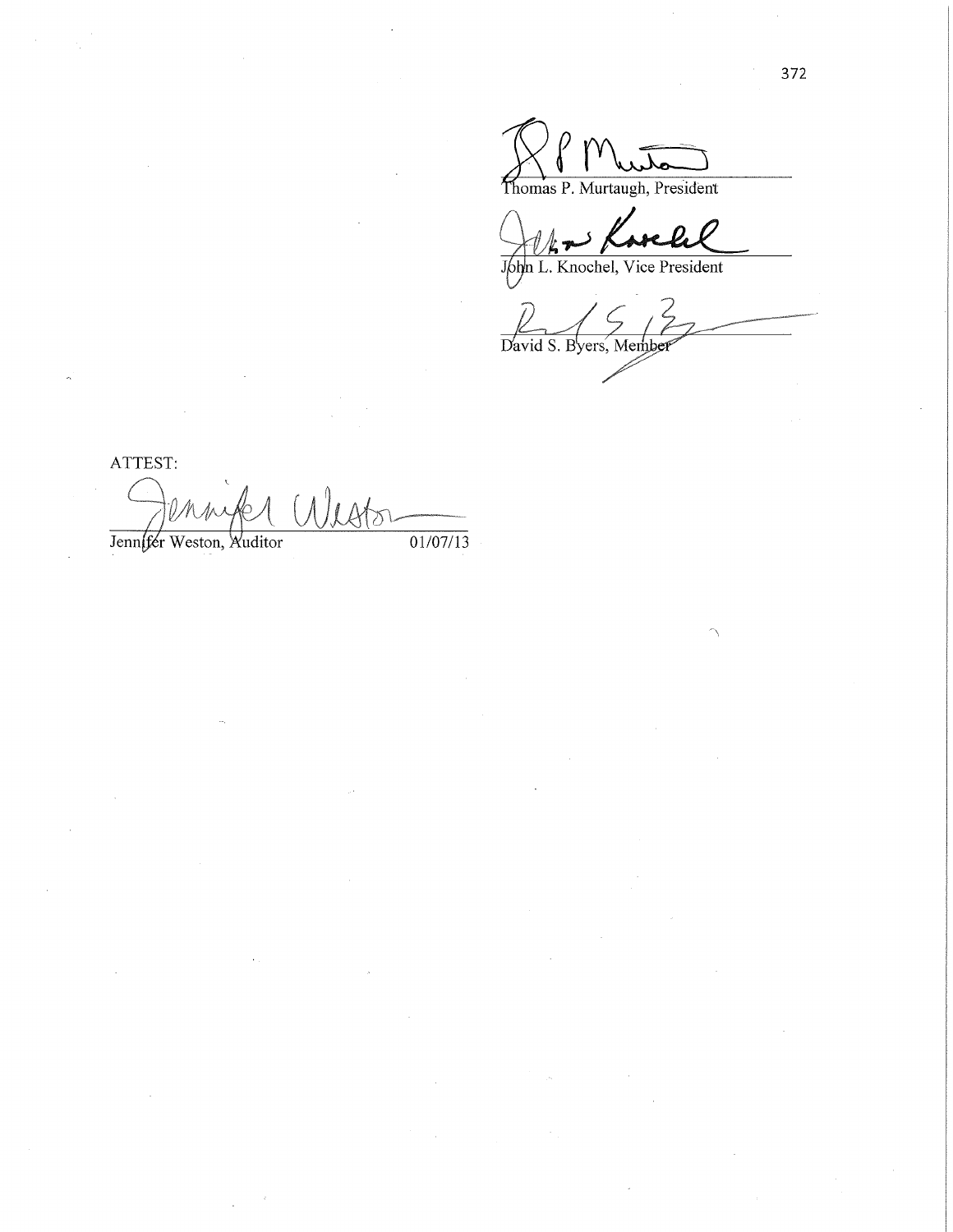Thomas P. Murtaugh, President

John L. Knochel, Vice President

David S. Byers, Member

ATTEST:

Jennifer Weston, Auditor 01/07/13